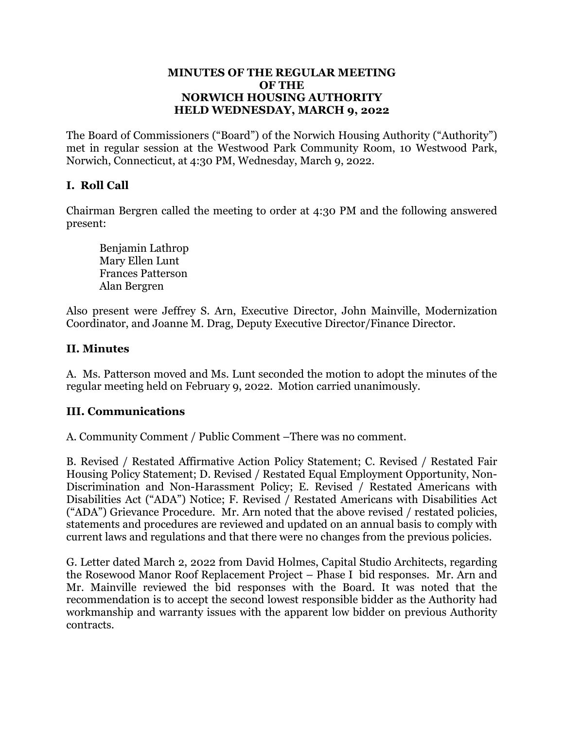# MINUTES OF THE REGULAR MEETING OF THE NORWICH HOUSING AUTHORITY HELD WEDNESDAY, MARCH 9, 2022

The Board of Commissioners ("Board") of the Norwich Housing Authority ("Authority") met in regular session at the Westwood Park Community Room, 10 Westwood Park, Norwich, Connecticut, at 4:30 PM, Wednesday, March 9, 2022.

## I. Roll Call

Chairman Bergren called the meeting to order at 4:30 PM and the following answered present:

Benjamin Lathrop
Mary Ellen Lunt
Frances Patterson
Alan Bergren

Also present were Jeffrey S. Arn, Executive Director, John Mainville, Modernization Coordinator, and Joanne M. Drag, Deputy Executive Director/Finance Director.

## II. Minutes

A. Ms. Patterson moved and Ms. Lunt seconded the motion to adopt the minutes of the regular meeting held on February 9, 2022. Motion carried unanimously.

## III. Communications

A. Community Comment / Public Comment –There was no comment.

B. Revised / Restated Affirmative Action Policy Statement; C. Revised / Restated Fair Housing Policy Statement; D. Revised / Restated Equal Employment Opportunity, Non-Discrimination and Non-Harassment Policy; E. Revised / Restated Americans with Disabilities Act ("ADA") Notice; F. Revised / Restated Americans with Disabilities Act ("ADA") Grievance Procedure. Mr. Arn noted that the above revised / restated policies, statements and procedures are reviewed and updated on an annual basis to comply with current laws and regulations and that there were no changes from the previous policies.

G. Letter dated March 2, 2022 from David Holmes, Capital Studio Architects, regarding the Rosewood Manor Roof Replacement Project – Phase I bid responses. Mr. Arn and Mr. Mainville reviewed the bid responses with the Board. It was noted that the recommendation is to accept the second lowest responsible bidder as the Authority had workmanship and warranty issues with the apparent low bidder on previous Authority contracts.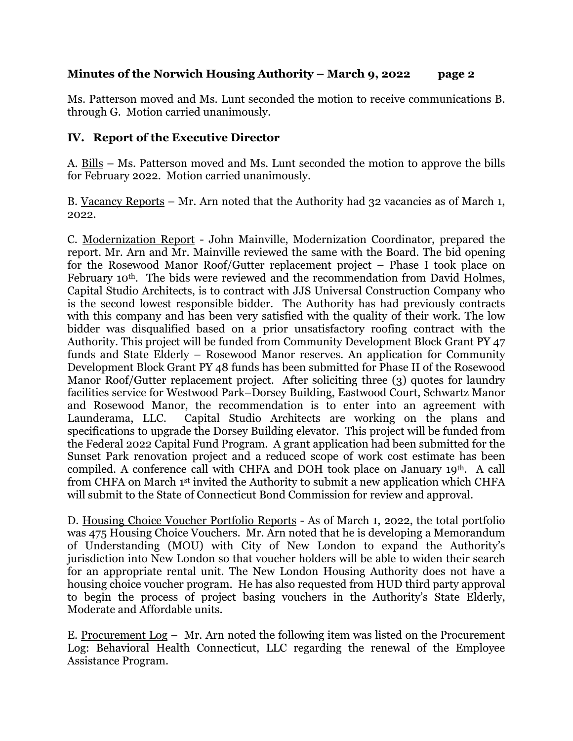Ms. Patterson moved and Ms. Lunt seconded the motion to receive communications B. through G. Motion carried unanimously.

## IV. Report of the Executive Director

A. Bills – Ms. Patterson moved and Ms. Lunt seconded the motion to approve the bills for February 2022. Motion carried unanimously.

B. Vacancy Reports – Mr. Arn noted that the Authority had 32 vacancies as of March 1, 2022.

C. Modernization Report - John Mainville, Modernization Coordinator, prepared the report. Mr. Arn and Mr. Mainville reviewed the same with the Board. The bid opening for the Rosewood Manor Roof/Gutter replacement project – Phase I took place on February 10th. The bids were reviewed and the recommendation from David Holmes, Capital Studio Architects, is to contract with JJS Universal Construction Company who is the second lowest responsible bidder. The Authority has had previously contracts with this company and has been very satisfied with the quality of their work. The low bidder was disqualified based on a prior unsatisfactory roofing contract with the Authority. This project will be funded from Community Development Block Grant PY 47 funds and State Elderly – Rosewood Manor reserves. An application for Community Development Block Grant PY 48 funds has been submitted for Phase II of the Rosewood Manor Roof/Gutter replacement project. After soliciting three (3) quotes for laundry facilities service for Westwood Park–Dorsey Building, Eastwood Court, Schwartz Manor and Rosewood Manor, the recommendation is to enter into an agreement with Launderama, LLC. Capital Studio Architects are working on the plans and specifications to upgrade the Dorsey Building elevator. This project will be funded from the Federal 2022 Capital Fund Program. A grant application had been submitted for the Sunset Park renovation project and a reduced scope of work cost estimate has been compiled. A conference call with CHFA and DOH took place on January 19th. A call from CHFA on March 1st invited the Authority to submit a new application which CHFA will submit to the State of Connecticut Bond Commission for review and approval.

D. Housing Choice Voucher Portfolio Reports - As of March 1, 2022, the total portfolio was 475 Housing Choice Vouchers. Mr. Arn noted that he is developing a Memorandum of Understanding (MOU) with City of New London to expand the Authority's jurisdiction into New London so that voucher holders will be able to widen their search for an appropriate rental unit. The New London Housing Authority does not have a housing choice voucher program. He has also requested from HUD third party approval to begin the process of project basing vouchers in the Authority's State Elderly, Moderate and Affordable units.

E. Procurement Log – Mr. Arn noted the following item was listed on the Procurement Log: Behavioral Health Connecticut, LLC regarding the renewal of the Employee Assistance Program.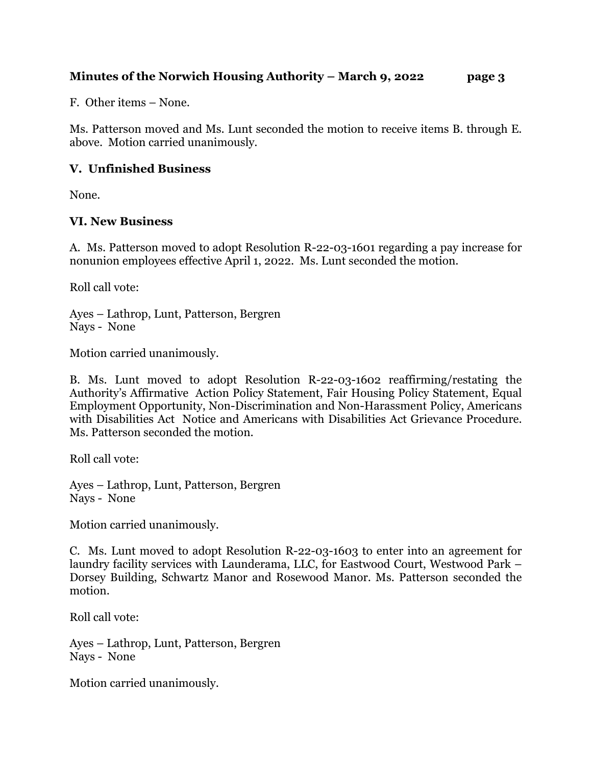F. Other items – None.

Ms. Patterson moved and Ms. Lunt seconded the motion to receive items B. through E. above. Motion carried unanimously.

## V. Unfinished Business

None.

## VI. New Business

A. Ms. Patterson moved to adopt Resolution R-22-03-1601 regarding a pay increase for nonunion employees effective April 1, 2022. Ms. Lunt seconded the motion.

Roll call vote:

Ayes – Lathrop, Lunt, Patterson, Bergren
Nays - None

Motion carried unanimously.

B. Ms. Lunt moved to adopt Resolution R-22-03-1602 reaffirming/restating the Authority's Affirmative Action Policy Statement, Fair Housing Policy Statement, Equal Employment Opportunity, Non-Discrimination and Non-Harassment Policy, Americans with Disabilities Act Notice and Americans with Disabilities Act Grievance Procedure. Ms. Patterson seconded the motion.

Roll call vote:

Ayes – Lathrop, Lunt, Patterson, Bergren
Nays - None

Motion carried unanimously.

C. Ms. Lunt moved to adopt Resolution R-22-03-1603 to enter into an agreement for laundry facility services with Launderama, LLC, for Eastwood Court, Westwood Park – Dorsey Building, Schwartz Manor and Rosewood Manor. Ms. Patterson seconded the motion.

Roll call vote:

Ayes – Lathrop, Lunt, Patterson, Bergren
Nays - None

Motion carried unanimously.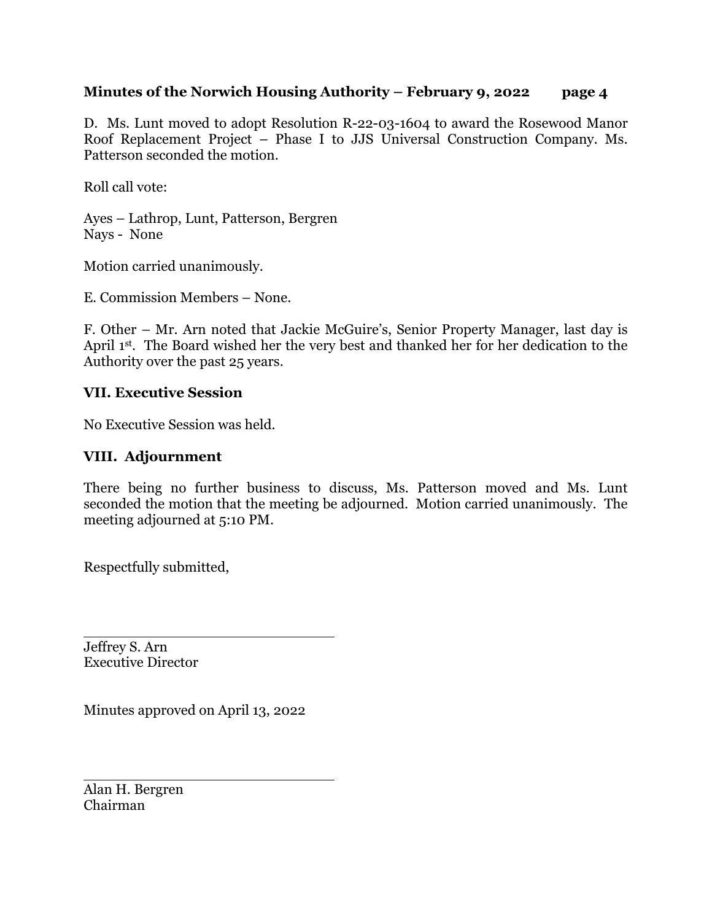D. Ms. Lunt moved to adopt Resolution R-22-03-1604 to award the Rosewood Manor Roof Replacement Project – Phase I to JJS Universal Construction Company. Ms. Patterson seconded the motion.

Roll call vote:

Ayes – Lathrop, Lunt, Patterson, Bergren
Nays - None

Motion carried unanimously.

E. Commission Members – None.

F. Other – Mr. Arn noted that Jackie McGuire's, Senior Property Manager, last day is April 1st. The Board wished her the very best and thanked her for her dedication to the Authority over the past 25 years.

## VII. Executive Session

No Executive Session was held.

## VIII. Adjournment

There being no further business to discuss, Ms. Patterson moved and Ms. Lunt seconded the motion that the meeting be adjourned. Motion carried unanimously. The meeting adjourned at 5:10 PM.

Respectfully submitted,

\_\_\_\_\_\_\_\_\_\_\_\_\_\_\_\_\_\_\_\_\_\_\_\_\_\_\_\_\_\_
Jeffrey S. Arn
Executive Director

Minutes approved on April 13, 2022

\_\_\_\_\_\_\_\_\_\_\_\_\_\_\_\_\_\_\_\_\_\_\_\_\_\_\_\_\_\_
Alan H. Bergren
Chairman